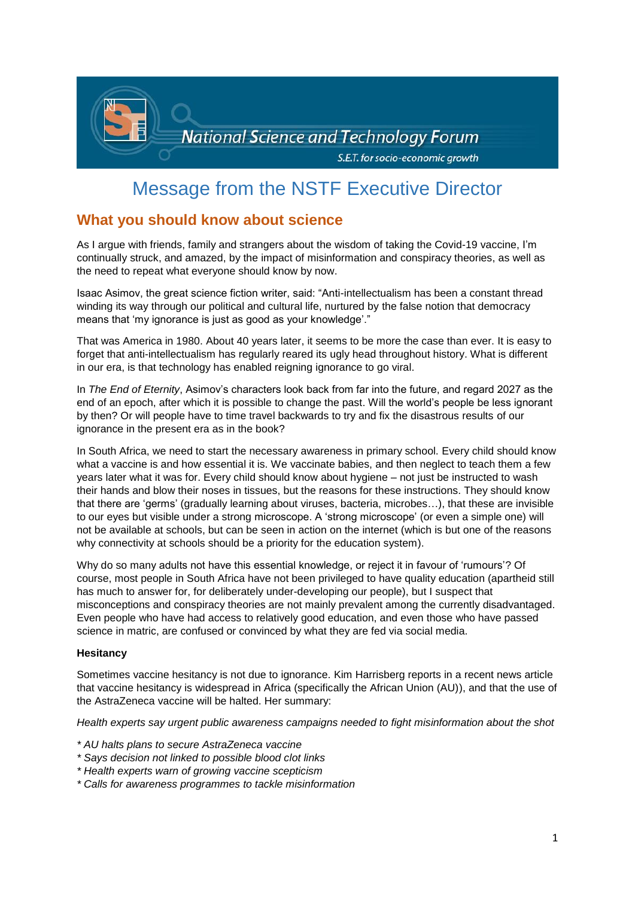National Science and Technology Forum

S.E.T. for socio-economic growth

# Message from the NSTF Executive Director

## What you should know about science

As I argue with friends, family and strangers about the wisdom of taking the Covid-19 vaccine, I'm continually struck, and amazed, by the impact of misinformation and conspiracy theories, as well as the need to repeat what everyone should know by now.

Isaac Asimov, the great science fiction writer, said: "Anti-intellectualism has been a constant thread winding its way through our political and cultural life, nurtured by the false notion that democracy means that 'my ignorance is just as good as your knowledge'."

That was America in 1980. About 40 years later, it seems to be more the case than ever. It is easy to forget that anti-intellectualism has regularly reared its ugly head throughout history. What is different in our era, is that technology has enabled reigning ignorance to go viral.

In *The End of Eternity*, Asimov's characters look back from far into the future, and regard 2027 as the end of an epoch, after which it is possible to change the past. Will the world's people be less ignorant by then? Or will people have to time travel backwards to try and fix the disastrous results of our ignorance in the present era as in the book?

In South Africa, we need to start the necessary awareness in primary school. Every child should know what a vaccine is and how essential it is. We vaccinate babies, and then neglect to teach them a few years later what it was for. Every child should know about hygiene – not just be instructed to wash their hands and blow their noses in tissues, but the reasons for these instructions. They should know that there are 'germs' (gradually learning about viruses, bacteria, microbes…), that these are invisible to our eyes but visible under a strong microscope. A 'strong microscope' (or even a simple one) will not be available at schools, but can be seen in action on the internet (which is but one of the reasons why connectivity at schools should be a priority for the education system).

Why do so many adults not have this essential knowledge, or reject it in favour of 'rumours'? Of course, most people in South Africa have not been privileged to have quality education (apartheid still has much to answer for, for deliberately under-developing our people), but I suspect that misconceptions and conspiracy theories are not mainly prevalent among the currently disadvantaged. Even people who have had access to relatively good education, and even those who have passed science in matric, are confused or convinced by what they are fed via social media.

**Hesitancy**

Sometimes vaccine hesitancy is not due to ignorance. Kim Harrisberg reports in a recent news article that vaccine hesitancy is widespread in Africa (specifically the African Union (AU)), and that the use of the AstraZeneca vaccine will be halted. Her summary:

*Health experts say urgent public awareness campaigns needed to fight misinformation about the shot*

*\* AU halts plans to secure AstraZeneca vaccine*
*\* Says decision not linked to possible blood clot links*
*\* Health experts warn of growing vaccine scepticism*
*\* Calls for awareness programmes to tackle misinformation*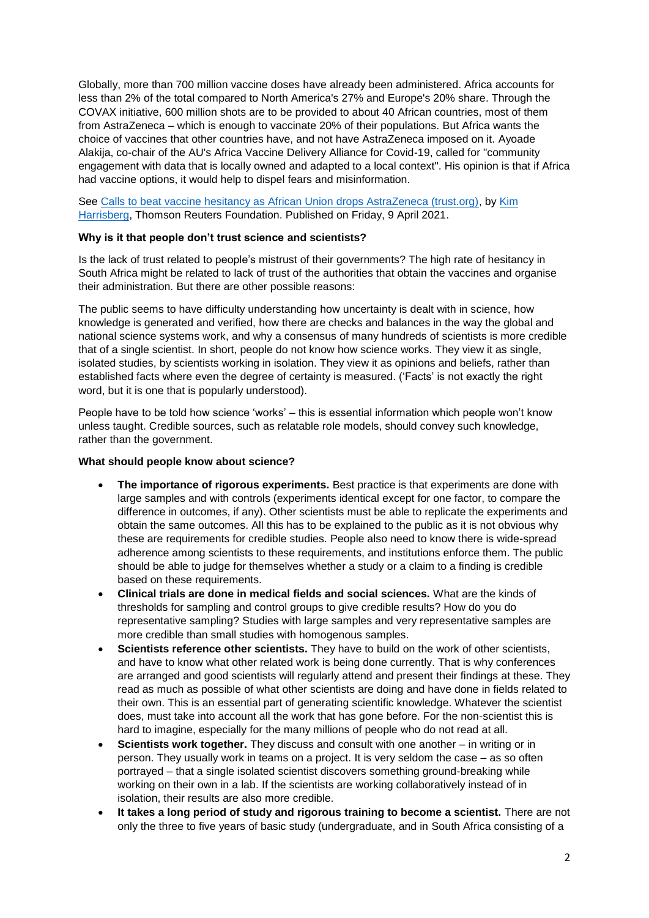Globally, more than 700 million vaccine doses have already been administered. Africa accounts for less than 2% of the total compared to North America's 27% and Europe's 20% share. Through the COVAX initiative, 600 million shots are to be provided to about 40 African countries, most of them from AstraZeneca – which is enough to vaccinate 20% of their populations. But Africa wants the choice of vaccines that other countries have, and not have AstraZeneca imposed on it. Ayoade Alakija, co-chair of the AU's Africa Vaccine Delivery Alliance for Covid-19, called for "community engagement with data that is locally owned and adapted to a local context". His opinion is that if Africa had vaccine options, it would help to dispel fears and misinformation.

See [Calls to beat vaccine hesitancy as African Union drops AstraZeneca (trust.org)](), by [Kim Harrisberg](), Thomson Reuters Foundation. Published on Friday, 9 April 2021.

**Why is it that people don't trust science and scientists?**

Is the lack of trust related to people's mistrust of their governments? The high rate of hesitancy in South Africa might be related to lack of trust of the authorities that obtain the vaccines and organise their administration. But there are other possible reasons:

The public seems to have difficulty understanding how uncertainty is dealt with in science, how knowledge is generated and verified, how there are checks and balances in the way the global and national science systems work, and why a consensus of many hundreds of scientists is more credible that of a single scientist. In short, people do not know how science works. They view it as single, isolated studies, by scientists working in isolation. They view it as opinions and beliefs, rather than established facts where even the degree of certainty is measured. ('Facts' is not exactly the right word, but it is one that is popularly understood).

People have to be told how science 'works' – this is essential information which people won't know unless taught. Credible sources, such as relatable role models, should convey such knowledge, rather than the government.

**What should people know about science?**

- **The importance of rigorous experiments.** Best practice is that experiments are done with large samples and with controls (experiments identical except for one factor, to compare the difference in outcomes, if any). Other scientists must be able to replicate the experiments and obtain the same outcomes. All this has to be explained to the public as it is not obvious why these are requirements for credible studies. People also need to know there is wide-spread adherence among scientists to these requirements, and institutions enforce them. The public should be able to judge for themselves whether a study or a claim to a finding is credible based on these requirements.
- **Clinical trials are done in medical fields and social sciences.** What are the kinds of thresholds for sampling and control groups to give credible results? How do you do representative sampling? Studies with large samples and very representative samples are more credible than small studies with homogenous samples.
- **Scientists reference other scientists.** They have to build on the work of other scientists, and have to know what other related work is being done currently. That is why conferences are arranged and good scientists will regularly attend and present their findings at these. They read as much as possible of what other scientists are doing and have done in fields related to their own. This is an essential part of generating scientific knowledge. Whatever the scientist does, must take into account all the work that has gone before. For the non-scientist this is hard to imagine, especially for the many millions of people who do not read at all.
- **Scientists work together.** They discuss and consult with one another – in writing or in person. They usually work in teams on a project. It is very seldom the case – as so often portrayed – that a single isolated scientist discovers something ground-breaking while working on their own in a lab. If the scientists are working collaboratively instead of in isolation, their results are also more credible.
- **It takes a long period of study and rigorous training to become a scientist.** There are not only the three to five years of basic study (undergraduate, and in South Africa consisting of a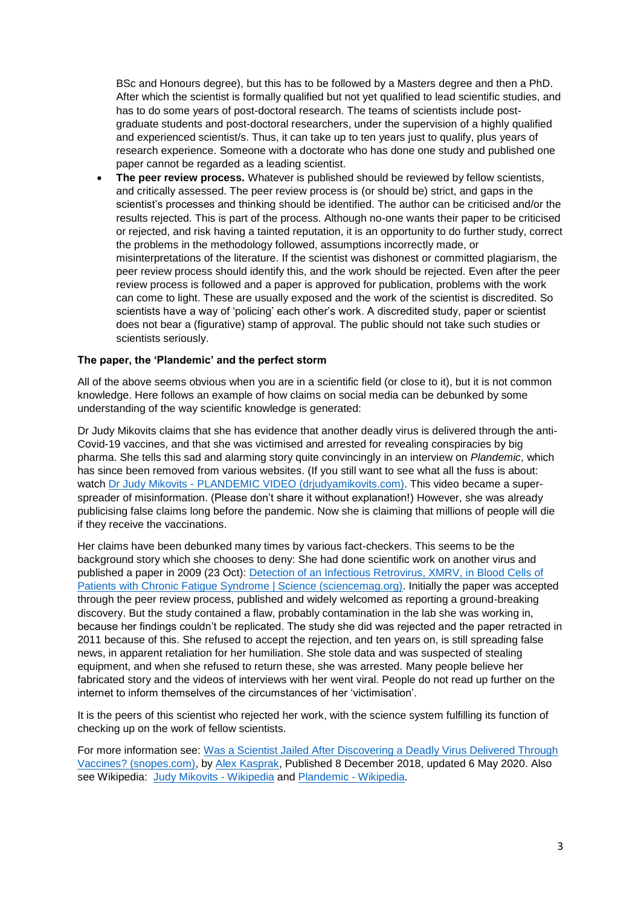BSc and Honours degree), but this has to be followed by a Masters degree and then a PhD. After which the scientist is formally qualified but not yet qualified to lead scientific studies, and has to do some years of post-doctoral research. The teams of scientists include post-graduate students and post-doctoral researchers, under the supervision of a highly qualified and experienced scientist/s. Thus, it can take up to ten years just to qualify, plus years of research experience. Someone with a doctorate who has done one study and published one paper cannot be regarded as a leading scientist.

- **The peer review process.** Whatever is published should be reviewed by fellow scientists, and critically assessed. The peer review process is (or should be) strict, and gaps in the scientist's processes and thinking should be identified. The author can be criticised and/or the results rejected. This is part of the process. Although no-one wants their paper to be criticised or rejected, and risk having a tainted reputation, it is an opportunity to do further study, correct the problems in the methodology followed, assumptions incorrectly made, or misinterpretations of the literature. If the scientist was dishonest or committed plagiarism, the peer review process should identify this, and the work should be rejected. Even after the peer review process is followed and a paper is approved for publication, problems with the work can come to light. These are usually exposed and the work of the scientist is discredited. So scientists have a way of 'policing' each other's work. A discredited study, paper or scientist does not bear a (figurative) stamp of approval. The public should not take such studies or scientists seriously.

**The paper, the 'Plandemic' and the perfect storm**

All of the above seems obvious when you are in a scientific field (or close to it), but it is not common knowledge. Here follows an example of how claims on social media can be debunked by some understanding of the way scientific knowledge is generated:

Dr Judy Mikovits claims that she has evidence that another deadly virus is delivered through the anti-Covid-19 vaccines, and that she was victimised and arrested for revealing conspiracies by big pharma. She tells this sad and alarming story quite convincingly in an interview on *Plandemic*, which has since been removed from various websites. (If you still want to see what all the fuss is about: watch [Dr Judy Mikovits - PLANDEMIC VIDEO (drjudyamikovits.com)](). This video became a super-spreader of misinformation. (Please don't share it without explanation!) However, she was already publicising false claims long before the pandemic. Now she is claiming that millions of people will die if they receive the vaccinations.

Her claims have been debunked many times by various fact-checkers. This seems to be the background story which she chooses to deny: She had done scientific work on another virus and published a paper in 2009 (23 Oct): [Detection of an Infectious Retrovirus, XMRV, in Blood Cells of Patients with Chronic Fatigue Syndrome | Science (sciencemag.org)](). Initially the paper was accepted through the peer review process, published and widely welcomed as reporting a ground-breaking discovery. But the study contained a flaw, probably contamination in the lab she was working in, because her findings couldn't be replicated. The study she did was rejected and the paper retracted in 2011 because of this. She refused to accept the rejection, and ten years on, is still spreading false news, in apparent retaliation for her humiliation. She stole data and was suspected of stealing equipment, and when she refused to return these, she was arrested. Many people believe her fabricated story and the videos of interviews with her went viral. People do not read up further on the internet to inform themselves of the circumstances of her 'victimisation'.

It is the peers of this scientist who rejected her work, with the science system fulfilling its function of checking up on the work of fellow scientists.

For more information see: [Was a Scientist Jailed After Discovering a Deadly Virus Delivered Through Vaccines? (snopes.com)](), by [Alex Kasprak](), Published 8 December 2018, updated 6 May 2020. Also see Wikipedia: [Judy Mikovits - Wikipedia]() and [Plandemic - Wikipedia]().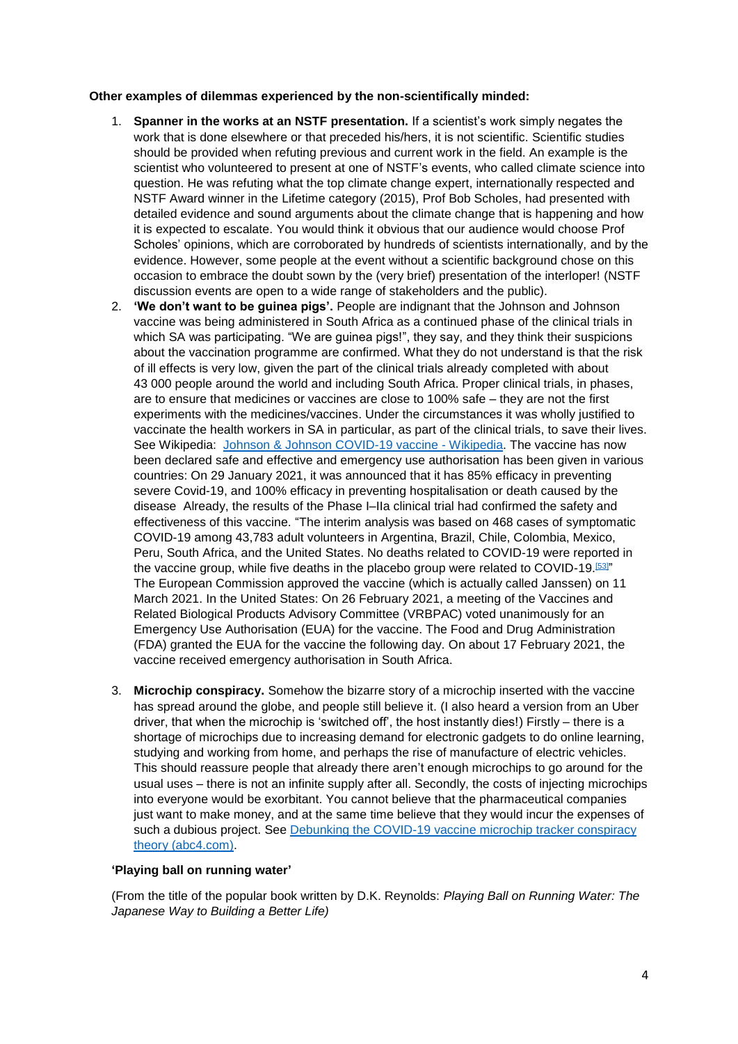**Other examples of dilemmas experienced by the non-scientifically minded:**

1. **Spanner in the works at an NSTF presentation.** If a scientist's work simply negates the work that is done elsewhere or that preceded his/hers, it is not scientific. Scientific studies should be provided when refuting previous and current work in the field. An example is the scientist who volunteered to present at one of NSTF's events, who called climate science into question. He was refuting what the top climate change expert, internationally respected and NSTF Award winner in the Lifetime category (2015), Prof Bob Scholes, had presented with detailed evidence and sound arguments about the climate change that is happening and how it is expected to escalate. You would think it obvious that our audience would choose Prof Scholes' opinions, which are corroborated by hundreds of scientists internationally, and by the evidence. However, some people at the event without a scientific background chose on this occasion to embrace the doubt sown by the (very brief) presentation of the interloper! (NSTF discussion events are open to a wide range of stakeholders and the public).
2. **'We don't want to be guinea pigs'.** People are indignant that the Johnson and Johnson vaccine was being administered in South Africa as a continued phase of the clinical trials in which SA was participating. "We are guinea pigs!", they say, and they think their suspicions about the vaccination programme are confirmed. What they do not understand is that the risk of ill effects is very low, given the part of the clinical trials already completed with about 43 000 people around the world and including South Africa. Proper clinical trials, in phases, are to ensure that medicines or vaccines are close to 100% safe – they are not the first experiments with the medicines/vaccines. Under the circumstances it was wholly justified to vaccinate the health workers in SA in particular, as part of the clinical trials, to save their lives. See Wikipedia: [Johnson & Johnson COVID-19 vaccine - Wikipedia](). The vaccine has now been declared safe and effective and emergency use authorisation has been given in various countries: On 29 January 2021, it was announced that it has 85% efficacy in preventing severe Covid-19, and 100% efficacy in preventing hospitalisation or death caused by the disease Already, the results of the Phase I–IIa clinical trial had confirmed the safety and effectiveness of this vaccine. "The interim analysis was based on 468 cases of symptomatic COVID-19 among 43,783 adult volunteers in Argentina, Brazil, Chile, Colombia, Mexico, Peru, South Africa, and the United States. No deaths related to COVID-19 were reported in the vaccine group, while five deaths in the placebo group were related to COVID-19.[53]" The European Commission approved the vaccine (which is actually called Janssen) on 11 March 2021. In the United States: On 26 February 2021, a meeting of the Vaccines and Related Biological Products Advisory Committee (VRBPAC) voted unanimously for an Emergency Use Authorisation (EUA) for the vaccine. The Food and Drug Administration (FDA) granted the EUA for the vaccine the following day. On about 17 February 2021, the vaccine received emergency authorisation in South Africa.
3. **Microchip conspiracy.** Somehow the bizarre story of a microchip inserted with the vaccine has spread around the globe, and people still believe it. (I also heard a version from an Uber driver, that when the microchip is 'switched off', the host instantly dies!) Firstly – there is a shortage of microchips due to increasing demand for electronic gadgets to do online learning, studying and working from home, and perhaps the rise of manufacture of electric vehicles. This should reassure people that already there aren't enough microchips to go around for the usual uses – there is not an infinite supply after all. Secondly, the costs of injecting microchips into everyone would be exorbitant. You cannot believe that the pharmaceutical companies just want to make money, and at the same time believe that they would incur the expenses of such a dubious project. See [Debunking the COVID-19 vaccine microchip tracker conspiracy theory (abc4.com)]().

**'Playing ball on running water'**

(From the title of the popular book written by D.K. Reynolds: *Playing Ball on Running Water: The Japanese Way to Building a Better Life)*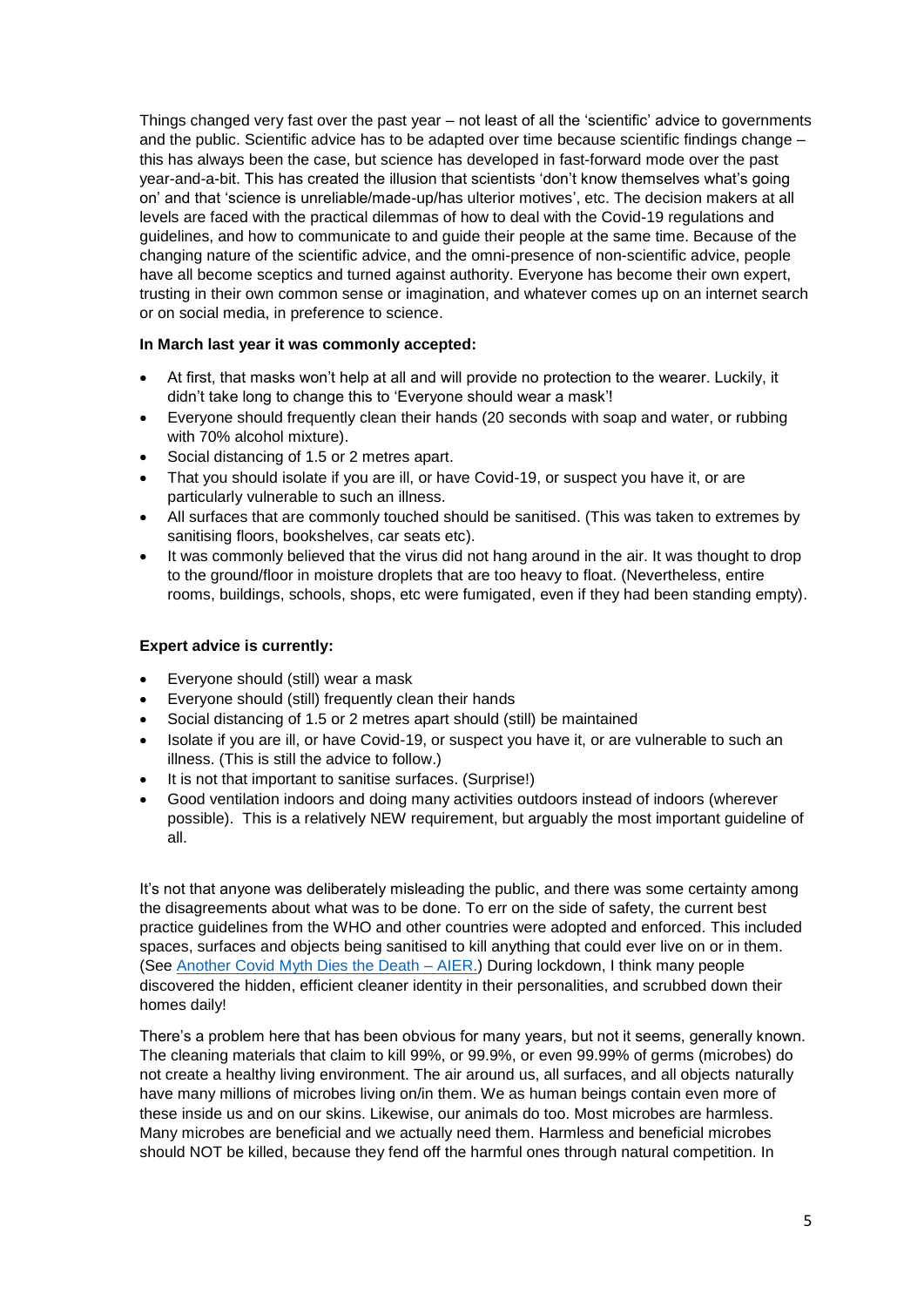Things changed very fast over the past year – not least of all the 'scientific' advice to governments and the public. Scientific advice has to be adapted over time because scientific findings change – this has always been the case, but science has developed in fast-forward mode over the past year-and-a-bit. This has created the illusion that scientists 'don't know themselves what's going on' and that 'science is unreliable/made-up/has ulterior motives', etc. The decision makers at all levels are faced with the practical dilemmas of how to deal with the Covid-19 regulations and guidelines, and how to communicate to and guide their people at the same time. Because of the changing nature of the scientific advice, and the omni-presence of non-scientific advice, people have all become sceptics and turned against authority. Everyone has become their own expert, trusting in their own common sense or imagination, and whatever comes up on an internet search or on social media, in preference to science.

**In March last year it was commonly accepted:**

- At first, that masks won't help at all and will provide no protection to the wearer. Luckily, it didn't take long to change this to 'Everyone should wear a mask'!
- Everyone should frequently clean their hands (20 seconds with soap and water, or rubbing with 70% alcohol mixture).
- Social distancing of 1.5 or 2 metres apart.
- That you should isolate if you are ill, or have Covid-19, or suspect you have it, or are particularly vulnerable to such an illness.
- All surfaces that are commonly touched should be sanitised. (This was taken to extremes by sanitising floors, bookshelves, car seats etc).
- It was commonly believed that the virus did not hang around in the air. It was thought to drop to the ground/floor in moisture droplets that are too heavy to float. (Nevertheless, entire rooms, buildings, schools, shops, etc were fumigated, even if they had been standing empty).

**Expert advice is currently:**

- Everyone should (still) wear a mask
- Everyone should (still) frequently clean their hands
- Social distancing of 1.5 or 2 metres apart should (still) be maintained
- Isolate if you are ill, or have Covid-19, or suspect you have it, or are vulnerable to such an illness. (This is still the advice to follow.)
- It is not that important to sanitise surfaces. (Surprise!)
- Good ventilation indoors and doing many activities outdoors instead of indoors (wherever possible). This is a relatively NEW requirement, but arguably the most important guideline of all.

It's not that anyone was deliberately misleading the public, and there was some certainty among the disagreements about what was to be done. To err on the side of safety, the current best practice guidelines from the WHO and other countries were adopted and enforced. This included spaces, surfaces and objects being sanitised to kill anything that could ever live on or in them. (See Another Covid Myth Dies the Death – AIER.) During lockdown, I think many people discovered the hidden, efficient cleaner identity in their personalities, and scrubbed down their homes daily!

There's a problem here that has been obvious for many years, but not it seems, generally known. The cleaning materials that claim to kill 99%, or 99.9%, or even 99.99% of germs (microbes) do not create a healthy living environment. The air around us, all surfaces, and all objects naturally have many millions of microbes living on/in them. We as human beings contain even more of these inside us and on our skins. Likewise, our animals do too. Most microbes are harmless. Many microbes are beneficial and we actually need them. Harmless and beneficial microbes should NOT be killed, because they fend off the harmful ones through natural competition. In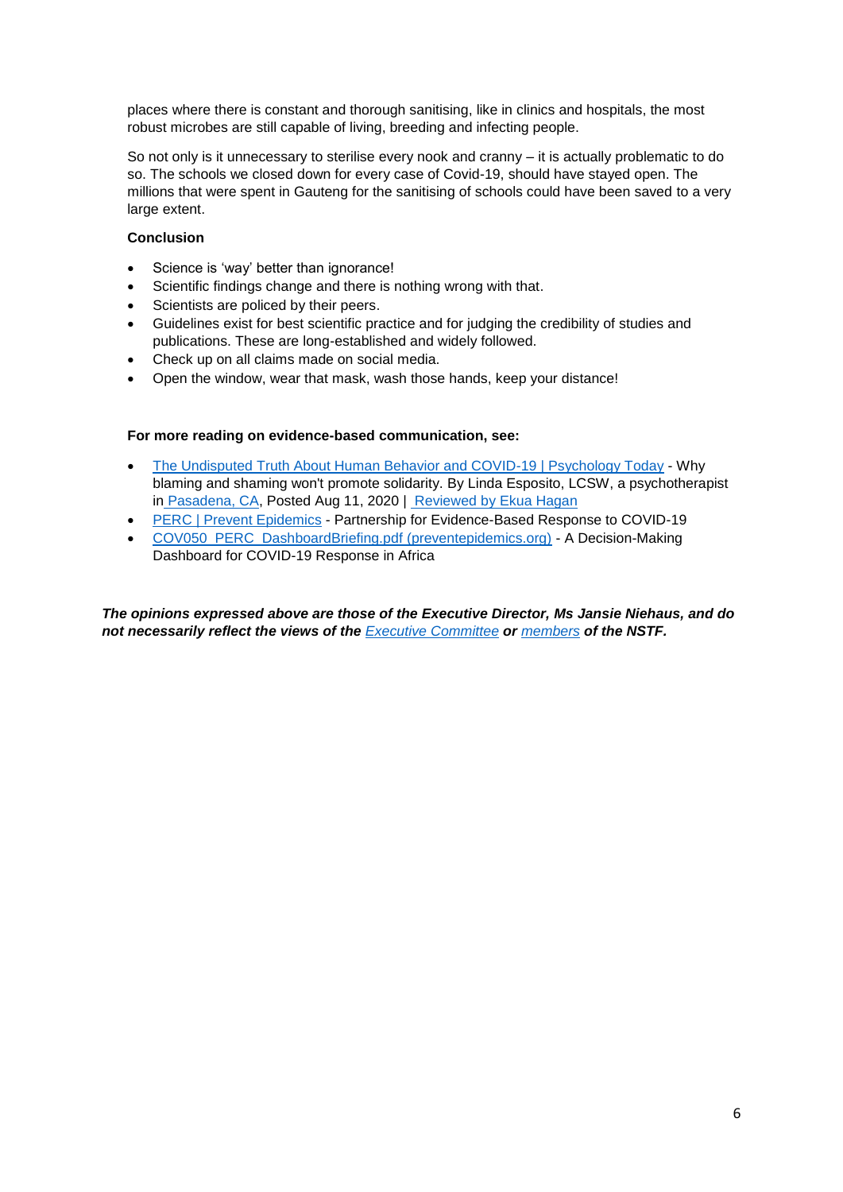places where there is constant and thorough sanitising, like in clinics and hospitals, the most robust microbes are still capable of living, breeding and infecting people.

So not only is it unnecessary to sterilise every nook and cranny – it is actually problematic to do so. The schools we closed down for every case of Covid-19, should have stayed open. The millions that were spent in Gauteng for the sanitising of schools could have been saved to a very large extent.

**Conclusion**

- Science is 'way' better than ignorance!
- Scientific findings change and there is nothing wrong with that.
- Scientists are policed by their peers.
- Guidelines exist for best scientific practice and for judging the credibility of studies and publications. These are long-established and widely followed.
- Check up on all claims made on social media.
- Open the window, wear that mask, wash those hands, keep your distance!

**For more reading on evidence-based communication, see:**

- The Undisputed Truth About Human Behavior and COVID-19 | Psychology Today - Why blaming and shaming won't promote solidarity. By Linda Esposito, LCSW, a psychotherapist in Pasadena, CA, Posted Aug 11, 2020 | Reviewed by Ekua Hagan
- PERC | Prevent Epidemics - Partnership for Evidence-Based Response to COVID-19
- COV050_PERC_DashboardBriefing.pdf (preventepidemics.org) - A Decision-Making Dashboard for COVID-19 Response in Africa

***The opinions expressed above are those of the Executive Director, Ms Jansie Niehaus, and do not necessarily reflect the views of the Executive Committee or members of the NSTF.***